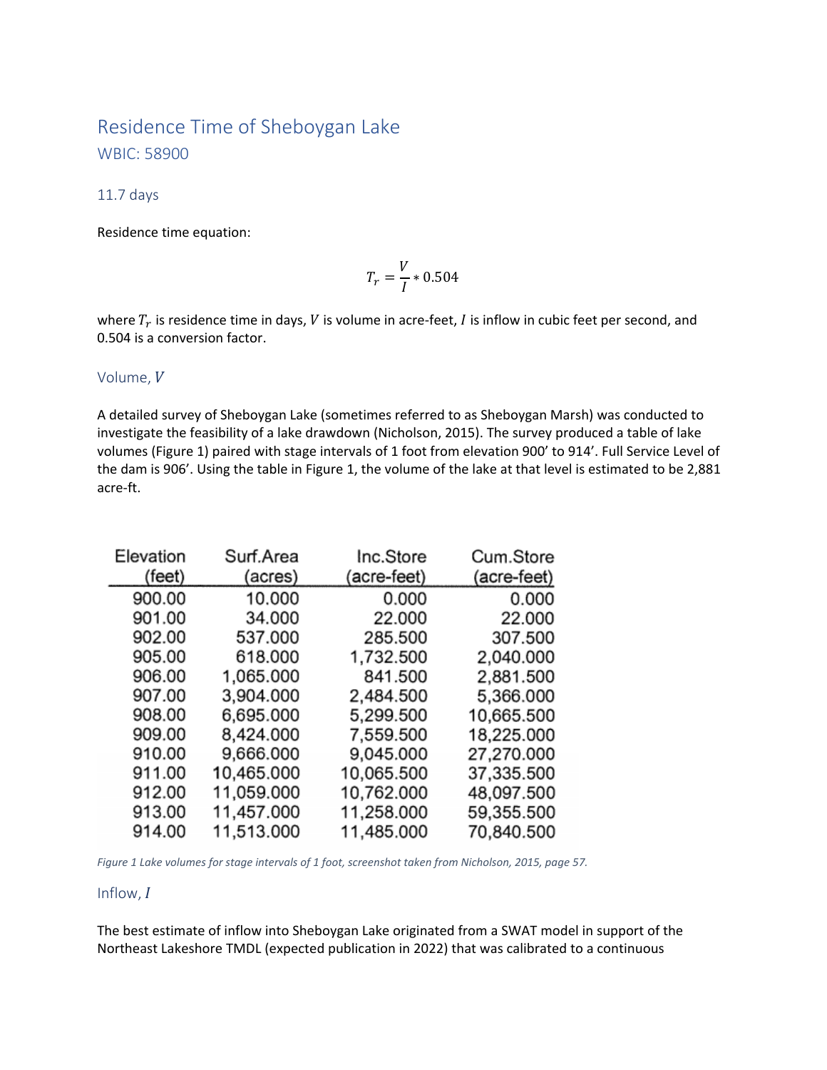# Residence Time of Sheboygan Lake

## WBIC: 58900

### 11.7 days

Residence time equation:

$$T_r = \frac{V}{I} * 0.504$$

where $T_r$ is residence time in days, $V$ is volume in acre-feet, $I$ is inflow in cubic feet per second, and 0.504 is a conversion factor.

### Volume, $V$

A detailed survey of Sheboygan Lake (sometimes referred to as Sheboygan Marsh) was conducted to investigate the feasibility of a lake drawdown (Nicholson, 2015). The survey produced a table of lake volumes (Figure 1) paired with stage intervals of 1 foot from elevation 900' to 914'. Full Service Level of the dam is 906'. Using the table in Figure 1, the volume of the lake at that level is estimated to be 2,881 acre-ft.

| Elevation (feet) | Surf.Area (acres) | Inc.Store (acre-feet) | Cum.Store (acre-feet) |
|---|---|---|---|
| 900.00 | 10.000 | 0.000 | 0.000 |
| 901.00 | 34.000 | 22.000 | 22.000 |
| 902.00 | 537.000 | 285.500 | 307.500 |
| 905.00 | 618.000 | 1,732.500 | 2,040.000 |
| 906.00 | 1,065.000 | 841.500 | 2,881.500 |
| 907.00 | 3,904.000 | 2,484.500 | 5,366.000 |
| 908.00 | 6,695.000 | 5,299.500 | 10,665.500 |
| 909.00 | 8,424.000 | 7,559.500 | 18,225.000 |
| 910.00 | 9,666.000 | 9,045.000 | 27,270.000 |
| 911.00 | 10,465.000 | 10,065.500 | 37,335.500 |
| 912.00 | 11,059.000 | 10,762.000 | 48,097.500 |
| 913.00 | 11,457.000 | 11,258.000 | 59,355.500 |
| 914.00 | 11,513.000 | 11,485.000 | 70,840.500 |

*Figure 1 Lake volumes for stage intervals of 1 foot, screenshot taken from Nicholson, 2015, page 57.*

### Inflow, $I$

The best estimate of inflow into Sheboygan Lake originated from a SWAT model in support of the Northeast Lakeshore TMDL (expected publication in 2022) that was calibrated to a continuous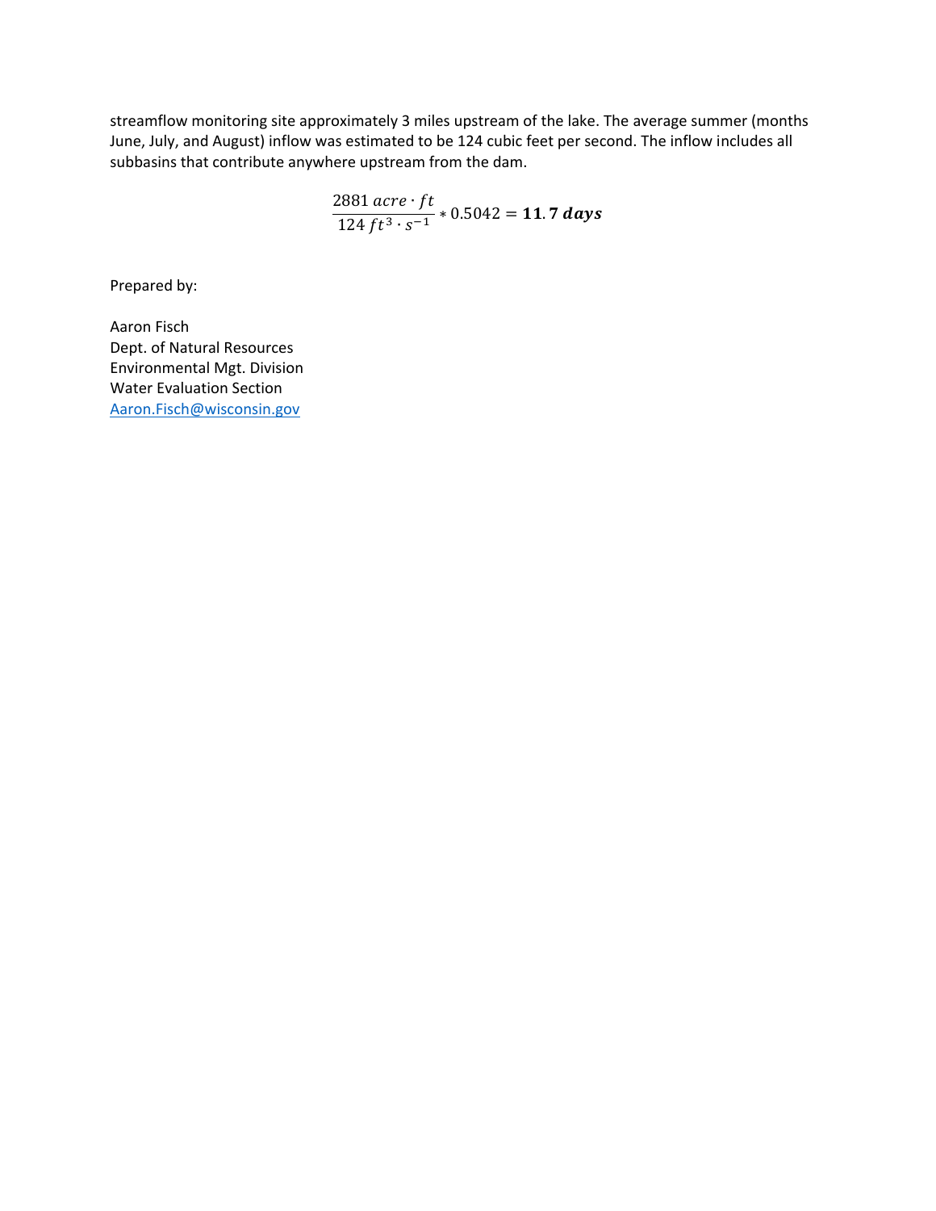streamflow monitoring site approximately 3 miles upstream of the lake. The average summer (months June, July, and August) inflow was estimated to be 124 cubic feet per second. The inflow includes all subbasins that contribute anywhere upstream from the dam.

$$\frac{2881\ acre \cdot ft}{124\ ft^3 \cdot s^{-1}} * 0.5042 = \mathbf{11.7\ days}$$

Prepared by:

Aaron Fisch
Dept. of Natural Resources
Environmental Mgt. Division
Water Evaluation Section
Aaron.Fisch@wisconsin.gov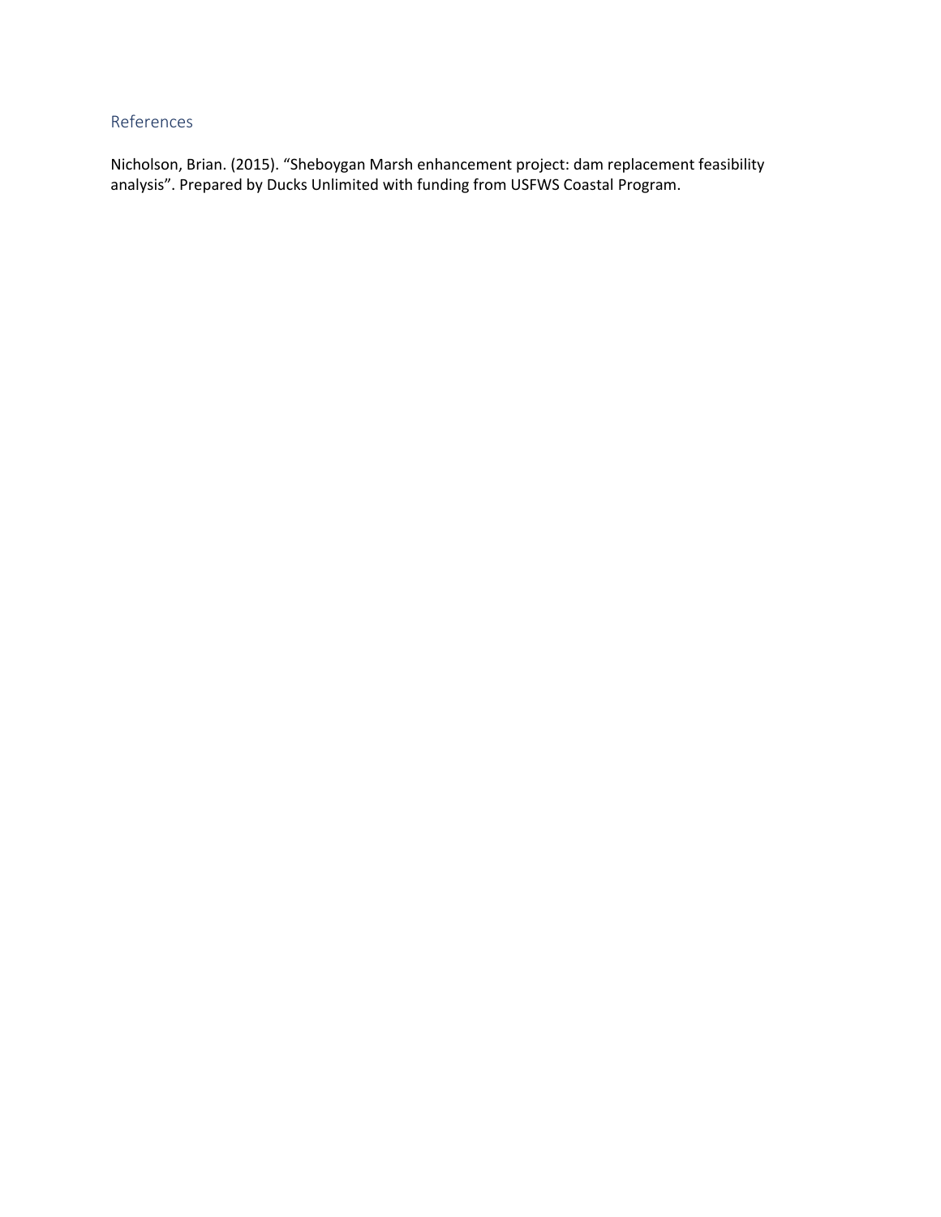## References

Nicholson, Brian. (2015). “Sheboygan Marsh enhancement project: dam replacement feasibility analysis”. Prepared by Ducks Unlimited with funding from USFWS Coastal Program.